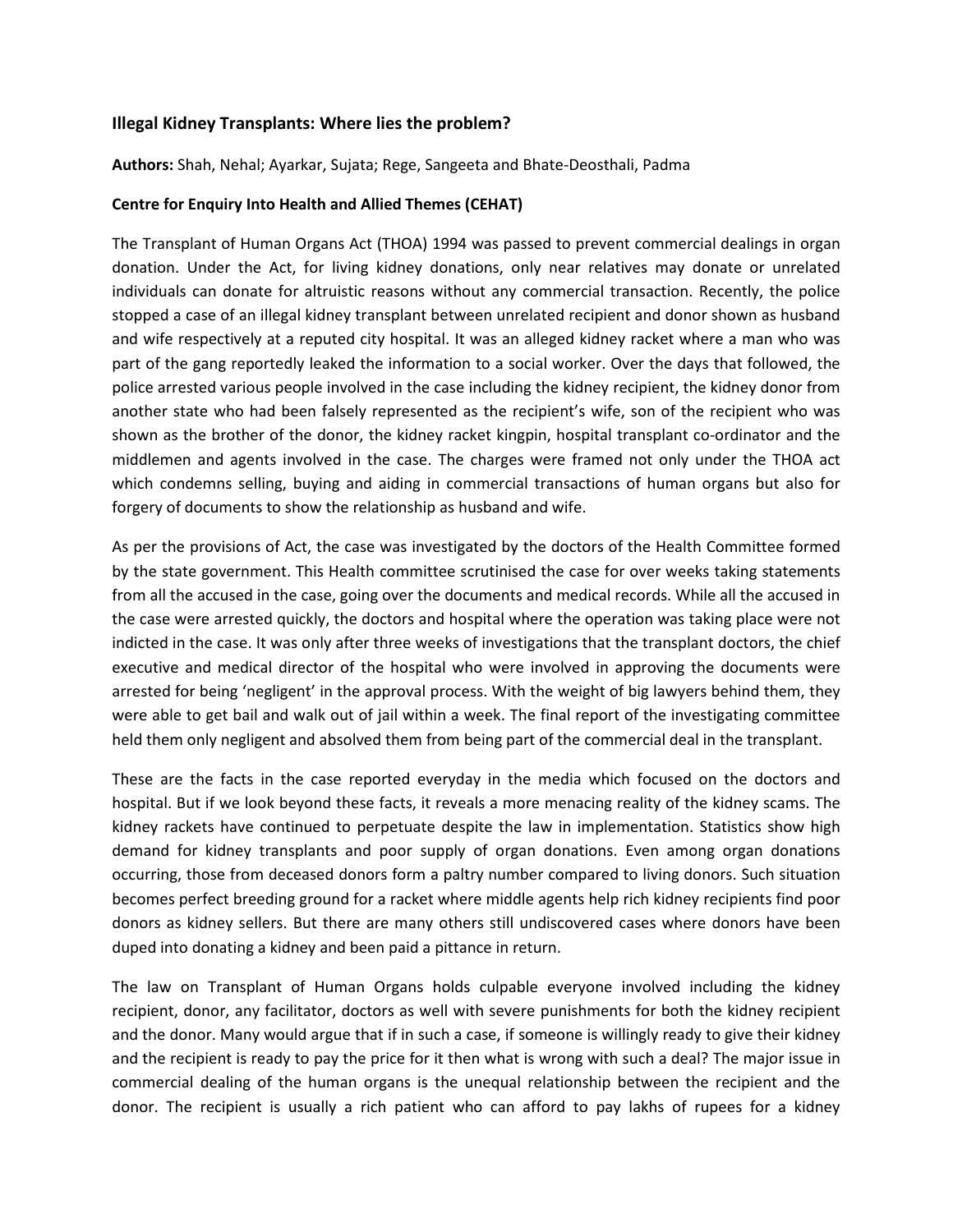### Illegal Kidney Transplants: Where lies the problem?

**Authors:** Shah, Nehal; Ayarkar, Sujata; Rege, Sangeeta and Bhate-Deosthali, Padma

**Centre for Enquiry Into Health and Allied Themes (CEHAT)**

The Transplant of Human Organs Act (THOA) 1994 was passed to prevent commercial dealings in organ donation. Under the Act, for living kidney donations, only near relatives may donate or unrelated individuals can donate for altruistic reasons without any commercial transaction. Recently, the police stopped a case of an illegal kidney transplant between unrelated recipient and donor shown as husband and wife respectively at a reputed city hospital. It was an alleged kidney racket where a man who was part of the gang reportedly leaked the information to a social worker. Over the days that followed, the police arrested various people involved in the case including the kidney recipient, the kidney donor from another state who had been falsely represented as the recipient's wife, son of the recipient who was shown as the brother of the donor, the kidney racket kingpin, hospital transplant co-ordinator and the middlemen and agents involved in the case. The charges were framed not only under the THOA act which condemns selling, buying and aiding in commercial transactions of human organs but also for forgery of documents to show the relationship as husband and wife.

As per the provisions of Act, the case was investigated by the doctors of the Health Committee formed by the state government. This Health committee scrutinised the case for over weeks taking statements from all the accused in the case, going over the documents and medical records. While all the accused in the case were arrested quickly, the doctors and hospital where the operation was taking place were not indicted in the case. It was only after three weeks of investigations that the transplant doctors, the chief executive and medical director of the hospital who were involved in approving the documents were arrested for being 'negligent' in the approval process. With the weight of big lawyers behind them, they were able to get bail and walk out of jail within a week. The final report of the investigating committee held them only negligent and absolved them from being part of the commercial deal in the transplant.

These are the facts in the case reported everyday in the media which focused on the doctors and hospital. But if we look beyond these facts, it reveals a more menacing reality of the kidney scams. The kidney rackets have continued to perpetuate despite the law in implementation. Statistics show high demand for kidney transplants and poor supply of organ donations. Even among organ donations occurring, those from deceased donors form a paltry number compared to living donors. Such situation becomes perfect breeding ground for a racket where middle agents help rich kidney recipients find poor donors as kidney sellers. But there are many others still undiscovered cases where donors have been duped into donating a kidney and been paid a pittance in return.

The law on Transplant of Human Organs holds culpable everyone involved including the kidney recipient, donor, any facilitator, doctors as well with severe punishments for both the kidney recipient and the donor. Many would argue that if in such a case, if someone is willingly ready to give their kidney and the recipient is ready to pay the price for it then what is wrong with such a deal? The major issue in commercial dealing of the human organs is the unequal relationship between the recipient and the donor. The recipient is usually a rich patient who can afford to pay lakhs of rupees for a kidney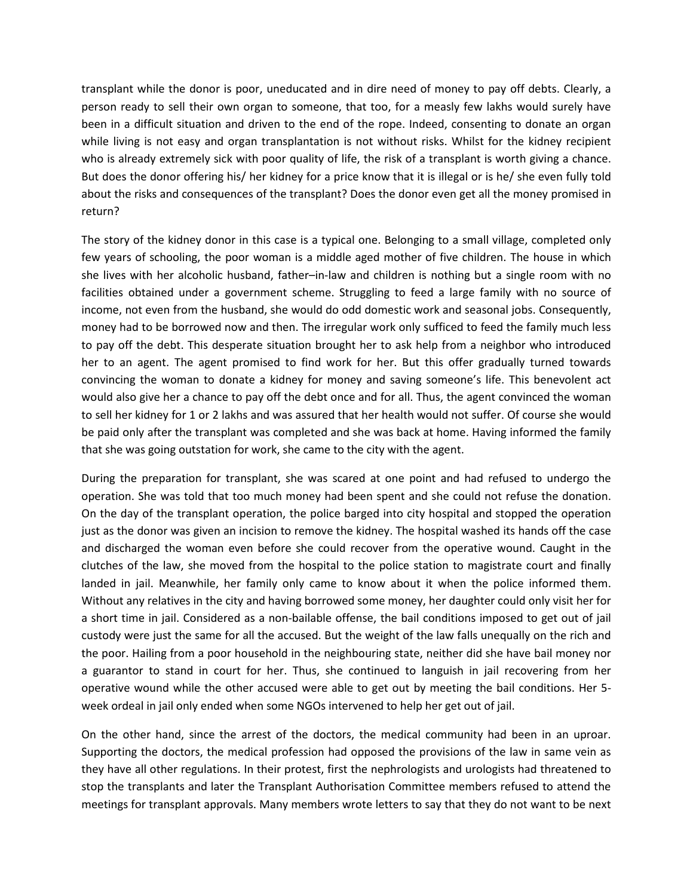transplant while the donor is poor, uneducated and in dire need of money to pay off debts. Clearly, a person ready to sell their own organ to someone, that too, for a measly few lakhs would surely have been in a difficult situation and driven to the end of the rope. Indeed, consenting to donate an organ while living is not easy and organ transplantation is not without risks. Whilst for the kidney recipient who is already extremely sick with poor quality of life, the risk of a transplant is worth giving a chance. But does the donor offering his/ her kidney for a price know that it is illegal or is he/ she even fully told about the risks and consequences of the transplant? Does the donor even get all the money promised in return?

The story of the kidney donor in this case is a typical one. Belonging to a small village, completed only few years of schooling, the poor woman is a middle aged mother of five children. The house in which she lives with her alcoholic husband, father–in-law and children is nothing but a single room with no facilities obtained under a government scheme. Struggling to feed a large family with no source of income, not even from the husband, she would do odd domestic work and seasonal jobs. Consequently, money had to be borrowed now and then. The irregular work only sufficed to feed the family much less to pay off the debt. This desperate situation brought her to ask help from a neighbor who introduced her to an agent. The agent promised to find work for her. But this offer gradually turned towards convincing the woman to donate a kidney for money and saving someone's life. This benevolent act would also give her a chance to pay off the debt once and for all. Thus, the agent convinced the woman to sell her kidney for 1 or 2 lakhs and was assured that her health would not suffer. Of course she would be paid only after the transplant was completed and she was back at home. Having informed the family that she was going outstation for work, she came to the city with the agent.

During the preparation for transplant, she was scared at one point and had refused to undergo the operation. She was told that too much money had been spent and she could not refuse the donation. On the day of the transplant operation, the police barged into city hospital and stopped the operation just as the donor was given an incision to remove the kidney. The hospital washed its hands off the case and discharged the woman even before she could recover from the operative wound. Caught in the clutches of the law, she moved from the hospital to the police station to magistrate court and finally landed in jail. Meanwhile, her family only came to know about it when the police informed them. Without any relatives in the city and having borrowed some money, her daughter could only visit her for a short time in jail. Considered as a non-bailable offense, the bail conditions imposed to get out of jail custody were just the same for all the accused. But the weight of the law falls unequally on the rich and the poor. Hailing from a poor household in the neighbouring state, neither did she have bail money nor a guarantor to stand in court for her. Thus, she continued to languish in jail recovering from her operative wound while the other accused were able to get out by meeting the bail conditions. Her 5-week ordeal in jail only ended when some NGOs intervened to help her get out of jail.

On the other hand, since the arrest of the doctors, the medical community had been in an uproar. Supporting the doctors, the medical profession had opposed the provisions of the law in same vein as they have all other regulations. In their protest, first the nephrologists and urologists had threatened to stop the transplants and later the Transplant Authorisation Committee members refused to attend the meetings for transplant approvals. Many members wrote letters to say that they do not want to be next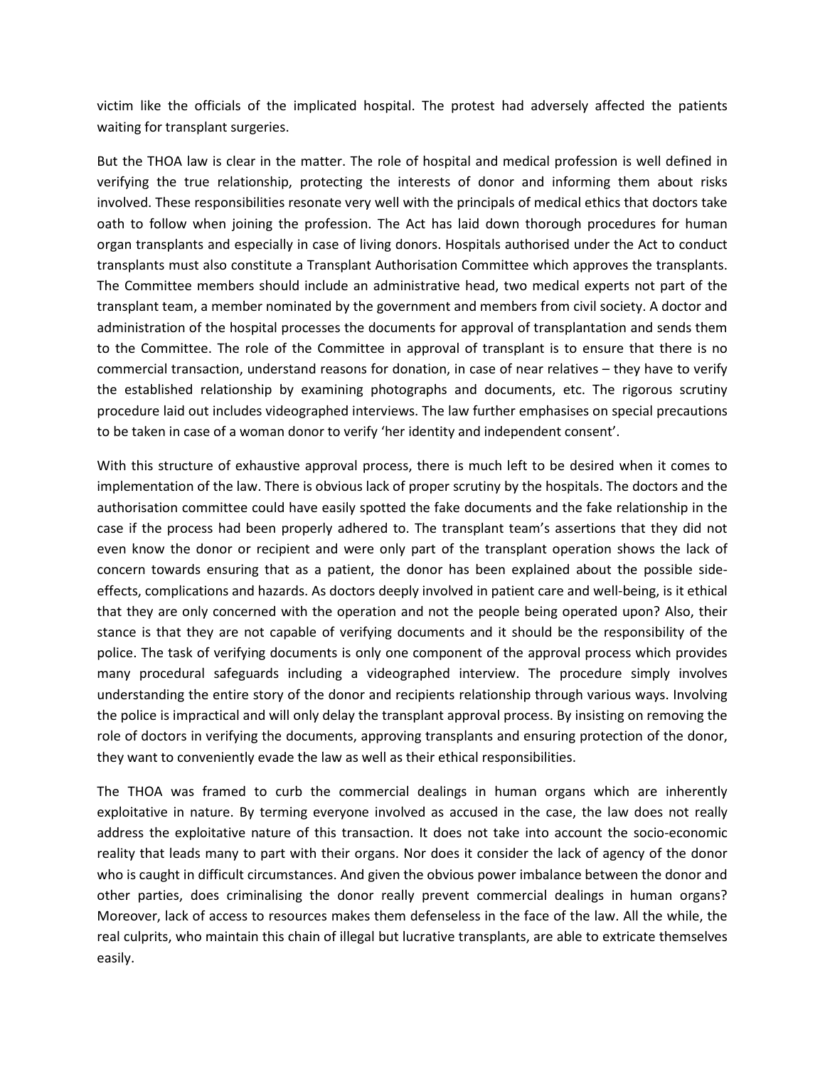victim like the officials of the implicated hospital. The protest had adversely affected the patients waiting for transplant surgeries.

But the THOA law is clear in the matter. The role of hospital and medical profession is well defined in verifying the true relationship, protecting the interests of donor and informing them about risks involved. These responsibilities resonate very well with the principals of medical ethics that doctors take oath to follow when joining the profession. The Act has laid down thorough procedures for human organ transplants and especially in case of living donors. Hospitals authorised under the Act to conduct transplants must also constitute a Transplant Authorisation Committee which approves the transplants. The Committee members should include an administrative head, two medical experts not part of the transplant team, a member nominated by the government and members from civil society. A doctor and administration of the hospital processes the documents for approval of transplantation and sends them to the Committee. The role of the Committee in approval of transplant is to ensure that there is no commercial transaction, understand reasons for donation, in case of near relatives – they have to verify the established relationship by examining photographs and documents, etc. The rigorous scrutiny procedure laid out includes videographed interviews. The law further emphasises on special precautions to be taken in case of a woman donor to verify 'her identity and independent consent'.

With this structure of exhaustive approval process, there is much left to be desired when it comes to implementation of the law. There is obvious lack of proper scrutiny by the hospitals. The doctors and the authorisation committee could have easily spotted the fake documents and the fake relationship in the case if the process had been properly adhered to. The transplant team's assertions that they did not even know the donor or recipient and were only part of the transplant operation shows the lack of concern towards ensuring that as a patient, the donor has been explained about the possible side-effects, complications and hazards. As doctors deeply involved in patient care and well-being, is it ethical that they are only concerned with the operation and not the people being operated upon? Also, their stance is that they are not capable of verifying documents and it should be the responsibility of the police. The task of verifying documents is only one component of the approval process which provides many procedural safeguards including a videographed interview. The procedure simply involves understanding the entire story of the donor and recipients relationship through various ways. Involving the police is impractical and will only delay the transplant approval process. By insisting on removing the role of doctors in verifying the documents, approving transplants and ensuring protection of the donor, they want to conveniently evade the law as well as their ethical responsibilities.

The THOA was framed to curb the commercial dealings in human organs which are inherently exploitative in nature. By terming everyone involved as accused in the case, the law does not really address the exploitative nature of this transaction. It does not take into account the socio-economic reality that leads many to part with their organs. Nor does it consider the lack of agency of the donor who is caught in difficult circumstances. And given the obvious power imbalance between the donor and other parties, does criminalising the donor really prevent commercial dealings in human organs? Moreover, lack of access to resources makes them defenseless in the face of the law. All the while, the real culprits, who maintain this chain of illegal but lucrative transplants, are able to extricate themselves easily.